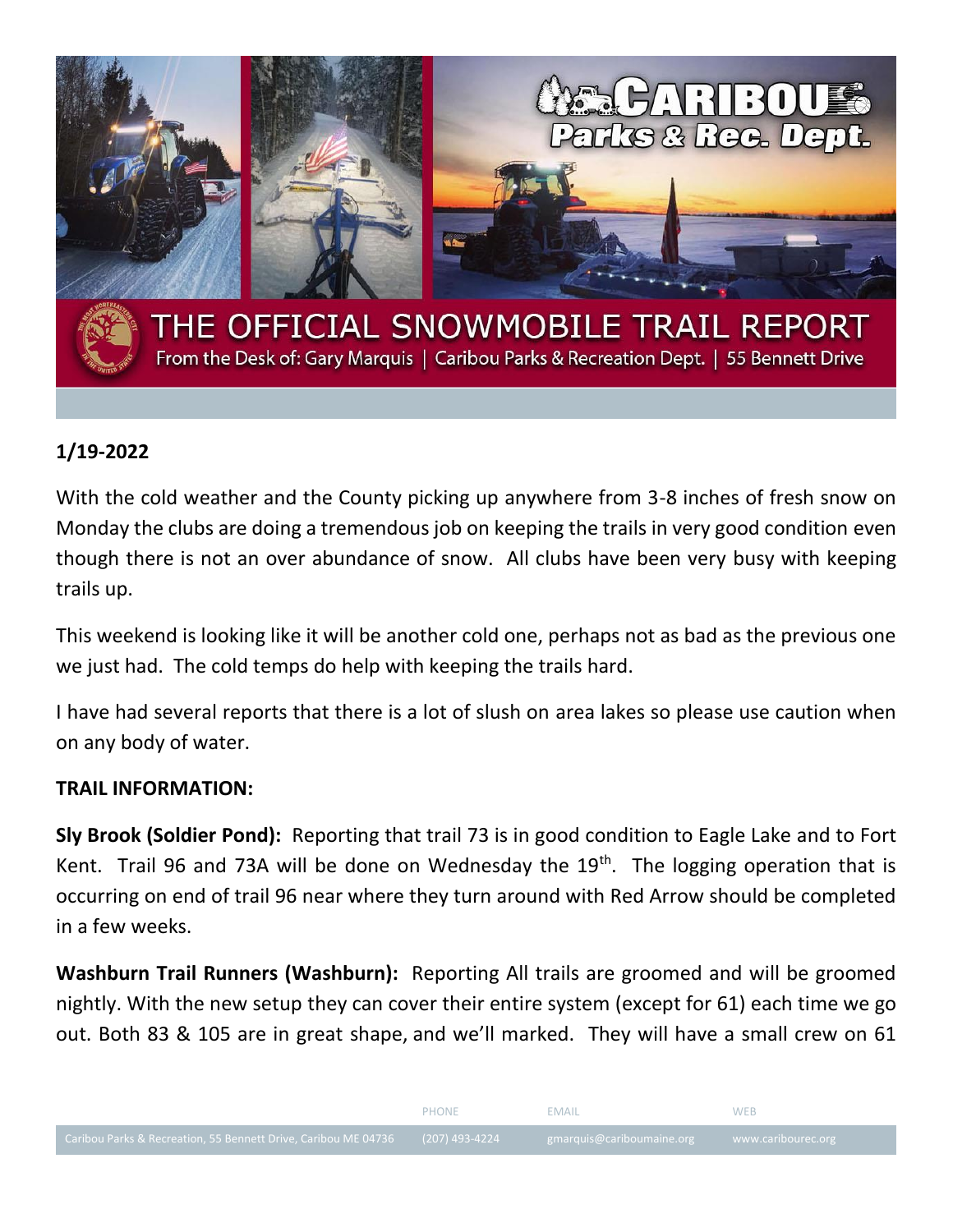# THE OFFICIAL SNOWMOBILE TRAIL REPORT

From the Desk of: Gary Marquis | Caribou Parks & Recreation Dept. | 55 Bennett Drive

**1/19-2022**

With the cold weather and the County picking up anywhere from 3-8 inches of fresh snow on Monday the clubs are doing a tremendous job on keeping the trails in very good condition even though there is not an over abundance of snow. All clubs have been very busy with keeping trails up.

This weekend is looking like it will be another cold one, perhaps not as bad as the previous one we just had. The cold temps do help with keeping the trails hard.

I have had several reports that there is a lot of slush on area lakes so please use caution when on any body of water.

**TRAIL INFORMATION:**

**Sly Brook (Soldier Pond):** Reporting that trail 73 is in good condition to Eagle Lake and to Fort Kent. Trail 96 and 73A will be done on Wednesday the 19th. The logging operation that is occurring on end of trail 96 near where they turn around with Red Arrow should be completed in a few weeks.

**Washburn Trail Runners (Washburn):** Reporting All trails are groomed and will be groomed nightly. With the new setup they can cover their entire system (except for 61) each time we go out. Both 83 & 105 are in great shape, and we'll marked. They will have a small crew on 61

| | PHONE | EMAIL | WEB |
|---|---|---|---|
| Caribou Parks & Recreation, 55 Bennett Drive, Caribou ME 04736 | (207) 493-4224 | gmarquis@cariboumaine.org | www.caribourec.org |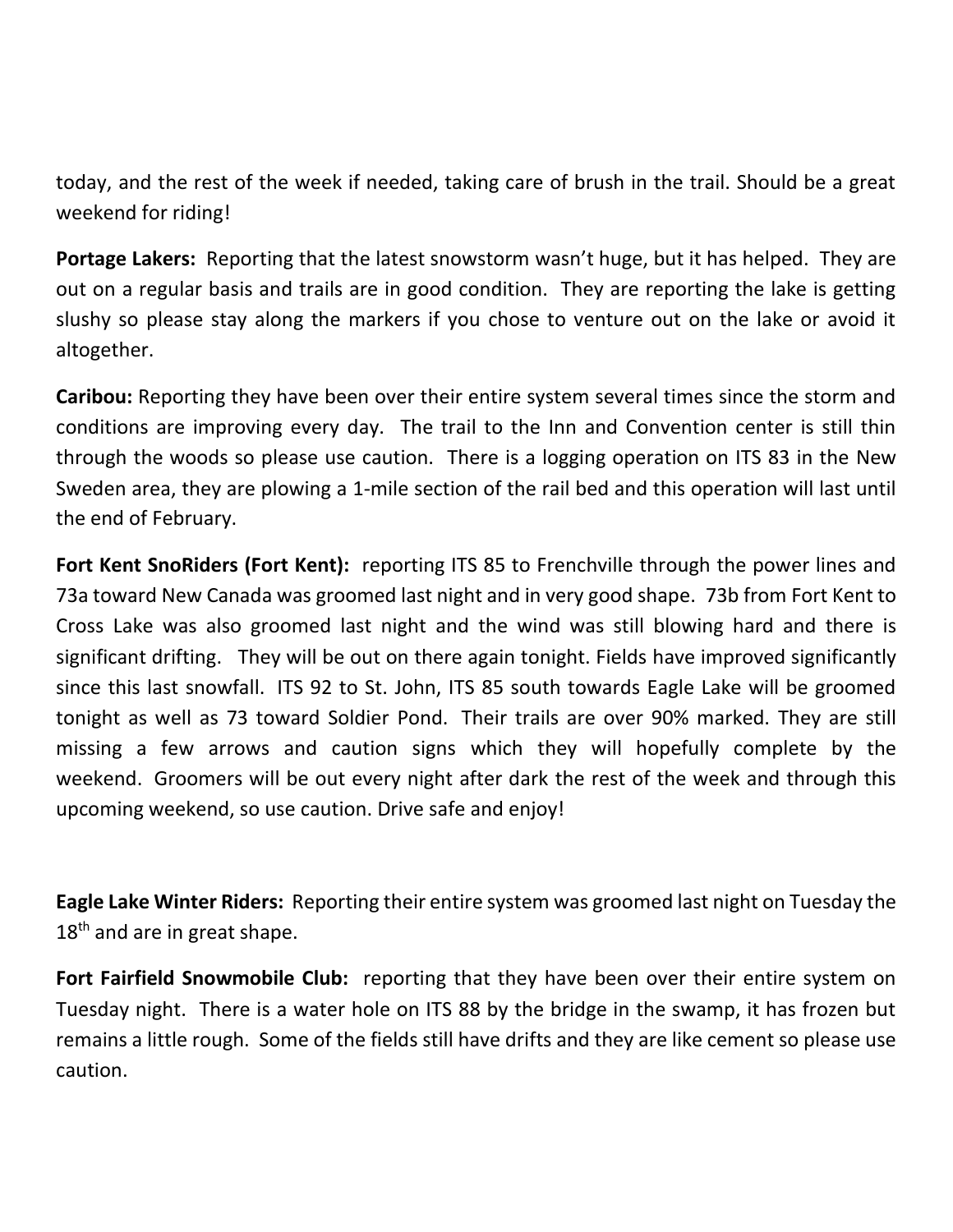today, and the rest of the week if needed, taking care of brush in the trail. Should be a great weekend for riding!

**Portage Lakers:** Reporting that the latest snowstorm wasn't huge, but it has helped. They are out on a regular basis and trails are in good condition. They are reporting the lake is getting slushy so please stay along the markers if you chose to venture out on the lake or avoid it altogether.

**Caribou:** Reporting they have been over their entire system several times since the storm and conditions are improving every day. The trail to the Inn and Convention center is still thin through the woods so please use caution. There is a logging operation on ITS 83 in the New Sweden area, they are plowing a 1-mile section of the rail bed and this operation will last until the end of February.

**Fort Kent SnoRiders (Fort Kent):** reporting ITS 85 to Frenchville through the power lines and 73a toward New Canada was groomed last night and in very good shape. 73b from Fort Kent to Cross Lake was also groomed last night and the wind was still blowing hard and there is significant drifting. They will be out on there again tonight. Fields have improved significantly since this last snowfall. ITS 92 to St. John, ITS 85 south towards Eagle Lake will be groomed tonight as well as 73 toward Soldier Pond. Their trails are over 90% marked. They are still missing a few arrows and caution signs which they will hopefully complete by the weekend. Groomers will be out every night after dark the rest of the week and through this upcoming weekend, so use caution. Drive safe and enjoy!

**Eagle Lake Winter Riders:** Reporting their entire system was groomed last night on Tuesday the 18th and are in great shape.

**Fort Fairfield Snowmobile Club:** reporting that they have been over their entire system on Tuesday night. There is a water hole on ITS 88 by the bridge in the swamp, it has frozen but remains a little rough. Some of the fields still have drifts and they are like cement so please use caution.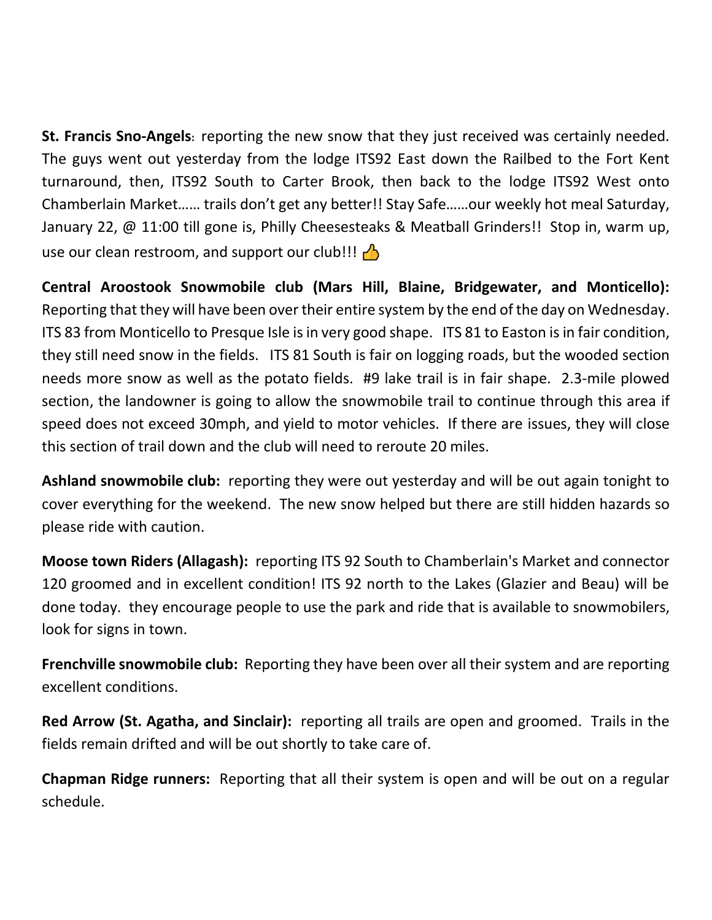**St. Francis Sno-Angels**: reporting the new snow that they just received was certainly needed. The guys went out yesterday from the lodge ITS92 East down the Railbed to the Fort Kent turnaround, then, ITS92 South to Carter Brook, then back to the lodge ITS92 West onto Chamberlain Market…… trails don't get any better!! Stay Safe……our weekly hot meal Saturday, January 22, @ 11:00 till gone is, Philly Cheesesteaks & Meatball Grinders!! Stop in, warm up, use our clean restroom, and support our club!!! 👍

**Central Aroostook Snowmobile club (Mars Hill, Blaine, Bridgewater, and Monticello):** Reporting that they will have been over their entire system by the end of the day on Wednesday. ITS 83 from Monticello to Presque Isle is in very good shape. ITS 81 to Easton is in fair condition, they still need snow in the fields. ITS 81 South is fair on logging roads, but the wooded section needs more snow as well as the potato fields. #9 lake trail is in fair shape. 2.3-mile plowed section, the landowner is going to allow the snowmobile trail to continue through this area if speed does not exceed 30mph, and yield to motor vehicles. If there are issues, they will close this section of trail down and the club will need to reroute 20 miles.

**Ashland snowmobile club:** reporting they were out yesterday and will be out again tonight to cover everything for the weekend. The new snow helped but there are still hidden hazards so please ride with caution.

**Moose town Riders (Allagash):** reporting ITS 92 South to Chamberlain's Market and connector 120 groomed and in excellent condition! ITS 92 north to the Lakes (Glazier and Beau) will be done today. they encourage people to use the park and ride that is available to snowmobilers, look for signs in town.

**Frenchville snowmobile club:** Reporting they have been over all their system and are reporting excellent conditions.

**Red Arrow (St. Agatha, and Sinclair):** reporting all trails are open and groomed. Trails in the fields remain drifted and will be out shortly to take care of.

**Chapman Ridge runners:** Reporting that all their system is open and will be out on a regular schedule.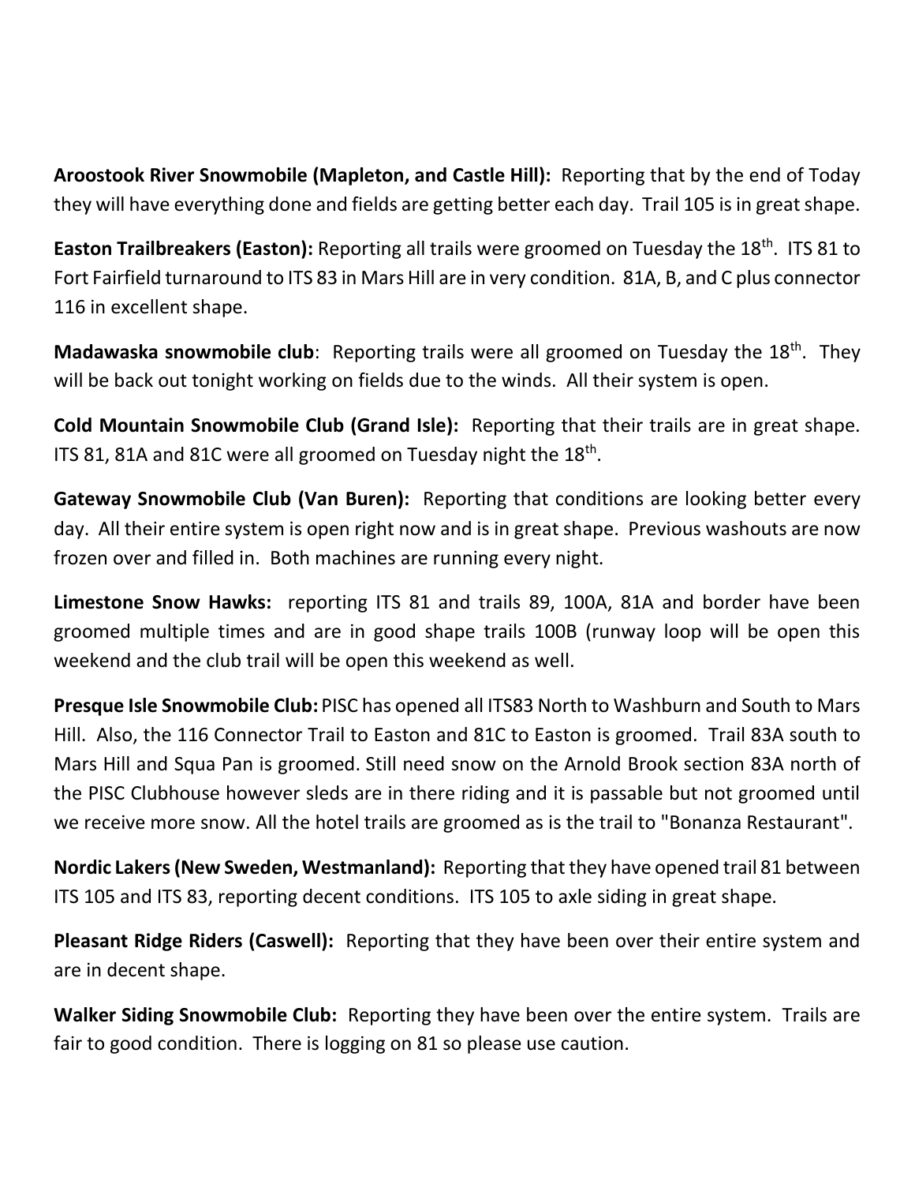**Aroostook River Snowmobile (Mapleton, and Castle Hill):** Reporting that by the end of Today they will have everything done and fields are getting better each day. Trail 105 is in great shape.

**Easton Trailbreakers (Easton):** Reporting all trails were groomed on Tuesday the 18th. ITS 81 to Fort Fairfield turnaround to ITS 83 in Mars Hill are in very condition. 81A, B, and C plus connector 116 in excellent shape.

**Madawaska snowmobile club**: Reporting trails were all groomed on Tuesday the 18th. They will be back out tonight working on fields due to the winds. All their system is open.

**Cold Mountain Snowmobile Club (Grand Isle):** Reporting that their trails are in great shape. ITS 81, 81A and 81C were all groomed on Tuesday night the 18th.

**Gateway Snowmobile Club (Van Buren):** Reporting that conditions are looking better every day. All their entire system is open right now and is in great shape. Previous washouts are now frozen over and filled in. Both machines are running every night.

**Limestone Snow Hawks:** reporting ITS 81 and trails 89, 100A, 81A and border have been groomed multiple times and are in good shape trails 100B (runway loop will be open this weekend and the club trail will be open this weekend as well.

**Presque Isle Snowmobile Club:** PISC has opened all ITS83 North to Washburn and South to Mars Hill. Also, the 116 Connector Trail to Easton and 81C to Easton is groomed. Trail 83A south to Mars Hill and Squa Pan is groomed. Still need snow on the Arnold Brook section 83A north of the PISC Clubhouse however sleds are in there riding and it is passable but not groomed until we receive more snow. All the hotel trails are groomed as is the trail to "Bonanza Restaurant".

**Nordic Lakers (New Sweden, Westmanland):** Reporting that they have opened trail 81 between ITS 105 and ITS 83, reporting decent conditions. ITS 105 to axle siding in great shape.

**Pleasant Ridge Riders (Caswell):** Reporting that they have been over their entire system and are in decent shape.

**Walker Siding Snowmobile Club:** Reporting they have been over the entire system. Trails are fair to good condition. There is logging on 81 so please use caution.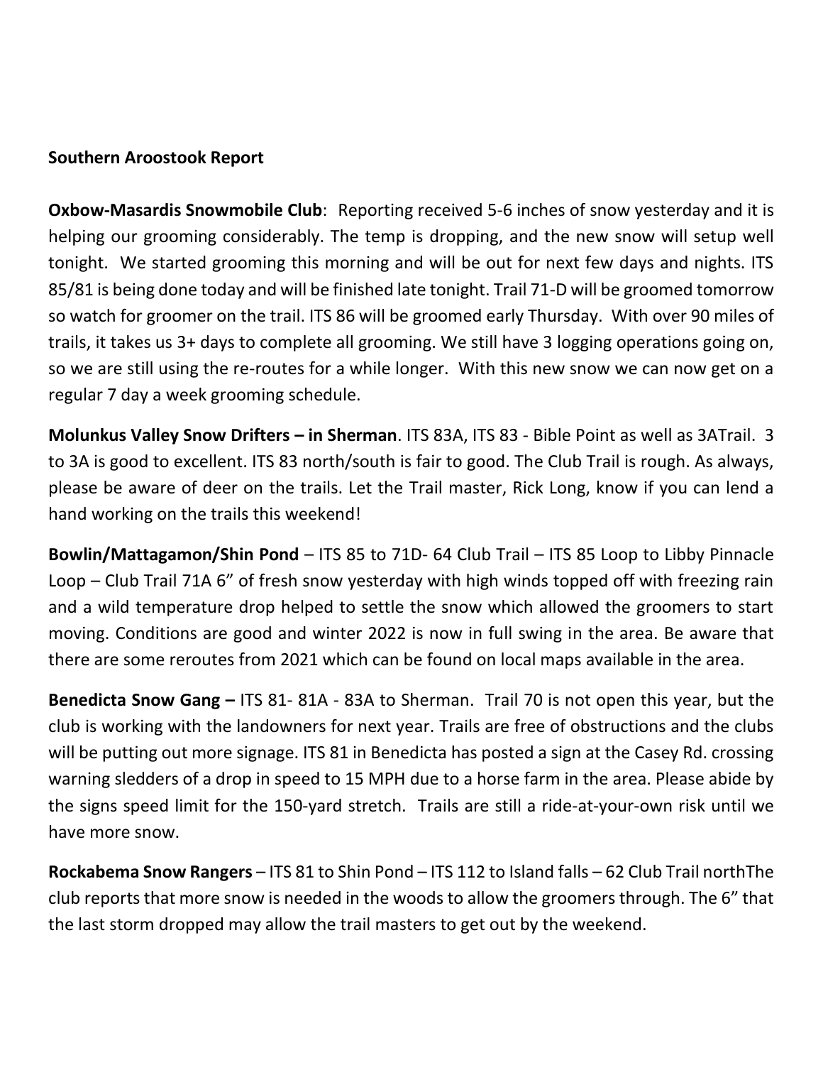**Southern Aroostook Report**

**Oxbow-Masardis Snowmobile Club**: Reporting received 5-6 inches of snow yesterday and it is helping our grooming considerably. The temp is dropping, and the new snow will setup well tonight. We started grooming this morning and will be out for next few days and nights. ITS 85/81 is being done today and will be finished late tonight. Trail 71-D will be groomed tomorrow so watch for groomer on the trail. ITS 86 will be groomed early Thursday. With over 90 miles of trails, it takes us 3+ days to complete all grooming. We still have 3 logging operations going on, so we are still using the re-routes for a while longer. With this new snow we can now get on a regular 7 day a week grooming schedule.

**Molunkus Valley Snow Drifters – in Sherman**. ITS 83A, ITS 83 - Bible Point as well as 3ATrail. 3 to 3A is good to excellent. ITS 83 north/south is fair to good. The Club Trail is rough. As always, please be aware of deer on the trails. Let the Trail master, Rick Long, know if you can lend a hand working on the trails this weekend!

**Bowlin/Mattagamon/Shin Pond** – ITS 85 to 71D- 64 Club Trail – ITS 85 Loop to Libby Pinnacle Loop – Club Trail 71A 6" of fresh snow yesterday with high winds topped off with freezing rain and a wild temperature drop helped to settle the snow which allowed the groomers to start moving. Conditions are good and winter 2022 is now in full swing in the area. Be aware that there are some reroutes from 2021 which can be found on local maps available in the area.

**Benedicta Snow Gang –** ITS 81- 81A - 83A to Sherman. Trail 70 is not open this year, but the club is working with the landowners for next year. Trails are free of obstructions and the clubs will be putting out more signage. ITS 81 in Benedicta has posted a sign at the Casey Rd. crossing warning sledders of a drop in speed to 15 MPH due to a horse farm in the area. Please abide by the signs speed limit for the 150-yard stretch. Trails are still a ride-at-your-own risk until we have more snow.

**Rockabema Snow Rangers** – ITS 81 to Shin Pond – ITS 112 to Island falls – 62 Club Trail northThe club reports that more snow is needed in the woods to allow the groomers through. The 6" that the last storm dropped may allow the trail masters to get out by the weekend.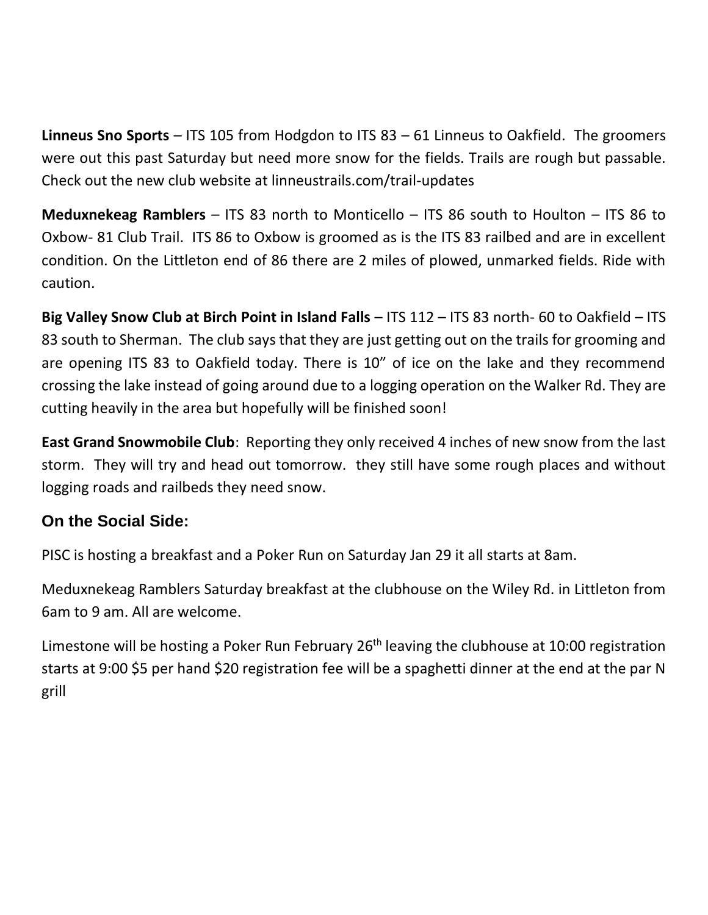**Linneus Sno Sports** – ITS 105 from Hodgdon to ITS 83 – 61 Linneus to Oakfield. The groomers were out this past Saturday but need more snow for the fields. Trails are rough but passable. Check out the new club website at linneustrails.com/trail-updates

**Meduxnekeag Ramblers** – ITS 83 north to Monticello – ITS 86 south to Houlton – ITS 86 to Oxbow- 81 Club Trail. ITS 86 to Oxbow is groomed as is the ITS 83 railbed and are in excellent condition. On the Littleton end of 86 there are 2 miles of plowed, unmarked fields. Ride with caution.

**Big Valley Snow Club at Birch Point in Island Falls** – ITS 112 – ITS 83 north- 60 to Oakfield – ITS 83 south to Sherman. The club says that they are just getting out on the trails for grooming and are opening ITS 83 to Oakfield today. There is 10" of ice on the lake and they recommend crossing the lake instead of going around due to a logging operation on the Walker Rd. They are cutting heavily in the area but hopefully will be finished soon!

**East Grand Snowmobile Club**: Reporting they only received 4 inches of new snow from the last storm. They will try and head out tomorrow. they still have some rough places and without logging roads and railbeds they need snow.

## On the Social Side:

PISC is hosting a breakfast and a Poker Run on Saturday Jan 29 it all starts at 8am.

Meduxnekeag Ramblers Saturday breakfast at the clubhouse on the Wiley Rd. in Littleton from 6am to 9 am. All are welcome.

Limestone will be hosting a Poker Run February 26th leaving the clubhouse at 10:00 registration starts at 9:00 $5 per hand $20 registration fee will be a spaghetti dinner at the end at the par N grill